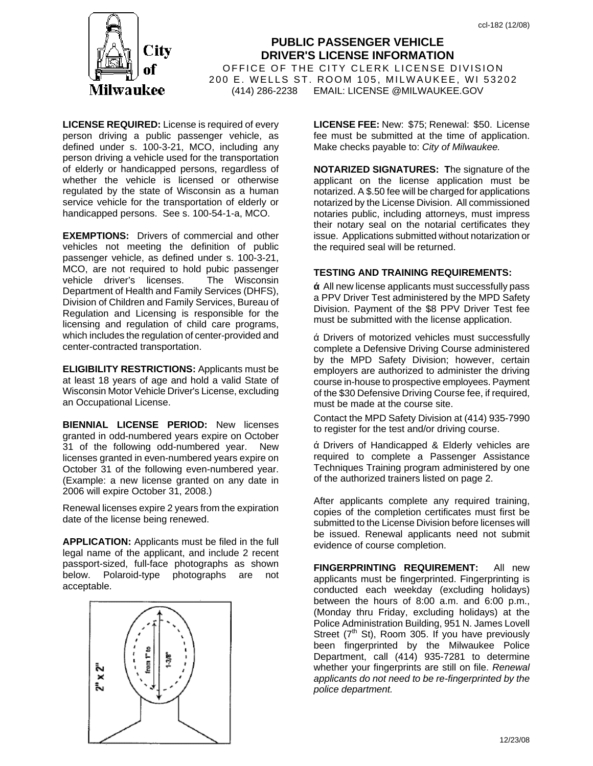ccl-182 (12/08)

# PUBLIC PASSENGER VEHICLE DRIVER'S LICENSE INFORMATION

OFFICE OF THE CITY CLERK LICENSE DIVISION
200 E. WELLS ST. ROOM 105, MILWAUKEE, WI 53202
(414) 286-2238 EMAIL: LICENSE @MILWAUKEE.GOV

**LICENSE REQUIRED:** License is required of every person driving a public passenger vehicle, as defined under s. 100-3-21, MCO, including any person driving a vehicle used for the transportation of elderly or handicapped persons, regardless of whether the vehicle is licensed or otherwise regulated by the state of Wisconsin as a human service vehicle for the transportation of elderly or handicapped persons. See s. 100-54-1-a, MCO.

**EXEMPTIONS:** Drivers of commercial and other vehicles not meeting the definition of public passenger vehicle, as defined under s. 100-3-21, MCO, are not required to hold pubic passenger vehicle driver's licenses. The Wisconsin Department of Health and Family Services (DHFS), Division of Children and Family Services, Bureau of Regulation and Licensing is responsible for the licensing and regulation of child care programs, which includes the regulation of center-provided and center-contracted transportation.

**ELIGIBILITY RESTRICTIONS:** Applicants must be at least 18 years of age and hold a valid State of Wisconsin Motor Vehicle Driver's License, excluding an Occupational License.

**BIENNIAL LICENSE PERIOD:** New licenses granted in odd-numbered years expire on October 31 of the following odd-numbered year. New licenses granted in even-numbered years expire on October 31 of the following even-numbered year. (Example: a new license granted on any date in 2006 will expire October 31, 2008.)

Renewal licenses expire 2 years from the expiration date of the license being renewed.

**APPLICATION:** Applicants must be filed in the full legal name of the applicant, and include 2 recent passport-sized, full-face photographs as shown below. Polaroid-type photographs are not acceptable.

2" x 2" — from 1" to 1-3/8"

**LICENSE FEE:** New: $75; Renewal: $50. License fee must be submitted at the time of application. Make checks payable to: *City of Milwaukee.*

**NOTARIZED SIGNATURES:** **T**he signature of the applicant on the license application must be notarized. A $.50 fee will be charged for applications notarized by the License Division. All commissioned notaries public, including attorneys, must impress their notary seal on the notarial certificates they issue. Applications submitted without notarization or the required seal will be returned.

**TESTING AND TRAINING REQUIREMENTS:**

- All new license applicants must successfully pass a PPV Driver Test administered by the MPD Safety Division. Payment of the $8 PPV Driver Test fee must be submitted with the license application.

- Drivers of motorized vehicles must successfully complete a Defensive Driving Course administered by the MPD Safety Division; however, certain employers are authorized to administer the driving course in-house to prospective employees. Payment of the $30 Defensive Driving Course fee, if required, must be made at the course site.

Contact the MPD Safety Division at (414) 935-7990 to register for the test and/or driving course.

- Drivers of Handicapped & Elderly vehicles are required to complete a Passenger Assistance Techniques Training program administered by one of the authorized trainers listed on page 2.

After applicants complete any required training, copies of the completion certificates must first be submitted to the License Division before licenses will be issued. Renewal applicants need not submit evidence of course completion.

**FINGERPRINTING REQUIREMENT:** All new applicants must be fingerprinted. Fingerprinting is conducted each weekday (excluding holidays) between the hours of 8:00 a.m. and 6:00 p.m., (Monday thru Friday, excluding holidays) at the Police Administration Building, 951 N. James Lovell Street (7th St), Room 305. If you have previously been fingerprinted by the Milwaukee Police Department, call (414) 935-7281 to determine whether your fingerprints are still on file. *Renewal applicants do not need to be re-fingerprinted by the police department.*

12/23/08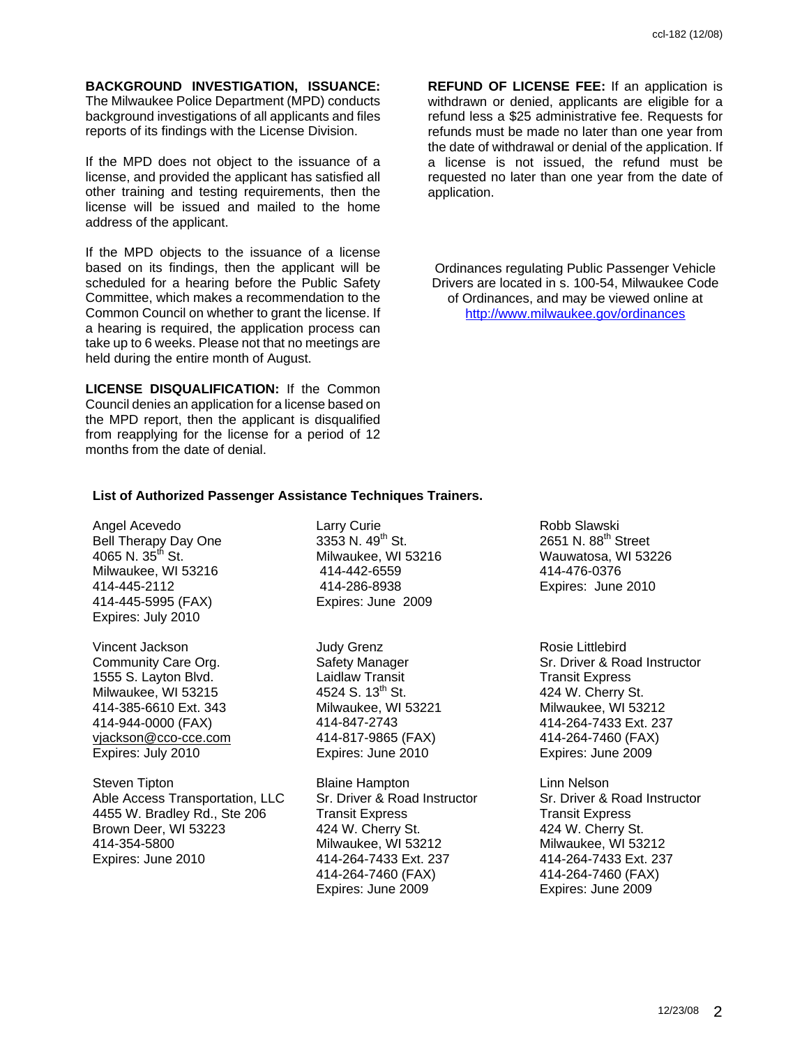**BACKGROUND INVESTIGATION, ISSUANCE:** The Milwaukee Police Department (MPD) conducts background investigations of all applicants and files reports of its findings with the License Division.

If the MPD does not object to the issuance of a license, and provided the applicant has satisfied all other training and testing requirements, then the license will be issued and mailed to the home address of the applicant.

If the MPD objects to the issuance of a license based on its findings, then the applicant will be scheduled for a hearing before the Public Safety Committee, which makes a recommendation to the Common Council on whether to grant the license. If a hearing is required, the application process can take up to 6 weeks. Please not that no meetings are held during the entire month of August.

**LICENSE DISQUALIFICATION:** If the Common Council denies an application for a license based on the MPD report, then the applicant is disqualified from reapplying for the license for a period of 12 months from the date of denial.

**REFUND OF LICENSE FEE:** If an application is withdrawn or denied, applicants are eligible for a refund less a $25 administrative fee. Requests for refunds must be made no later than one year from the date of withdrawal or denial of the application. If a license is not issued, the refund must be requested no later than one year from the date of application.

Ordinances regulating Public Passenger Vehicle Drivers are located in s. 100-54, Milwaukee Code of Ordinances, and may be viewed online at http://www.milwaukee.gov/ordinances

**List of Authorized Passenger Assistance Techniques Trainers.**

Angel Acevedo
Bell Therapy Day One
4065 N. 35th St.
Milwaukee, WI 53216
414-445-2112
414-445-5995 (FAX)
Expires: July 2010

Larry Curie
3353 N. 49th St.
Milwaukee, WI 53216
414-442-6559
414-286-8938
Expires: June 2009

Robb Slawski
2651 N. 88th Street
Wauwatosa, WI 53226
414-476-0376
Expires: June 2010

Vincent Jackson
Community Care Org.
1555 S. Layton Blvd.
Milwaukee, WI 53215
414-385-6610 Ext. 343
414-944-0000 (FAX)
vjackson@cco-cce.com
Expires: July 2010

Judy Grenz
Safety Manager
Laidlaw Transit
4524 S. 13th St.
Milwaukee, WI 53221
414-847-2743
414-817-9865 (FAX)
Expires: June 2010

Rosie Littlebird
Sr. Driver & Road Instructor
Transit Express
424 W. Cherry St.
Milwaukee, WI 53212
414-264-7433 Ext. 237
414-264-7460 (FAX)
Expires: June 2009

Steven Tipton
Able Access Transportation, LLC
4455 W. Bradley Rd., Ste 206
Brown Deer, WI 53223
414-354-5800
Expires: June 2010

Blaine Hampton
Sr. Driver & Road Instructor
Transit Express
424 W. Cherry St.
Milwaukee, WI 53212
414-264-7433 Ext. 237
414-264-7460 (FAX)
Expires: June 2009

Linn Nelson
Sr. Driver & Road Instructor
Transit Express
424 W. Cherry St.
Milwaukee, WI 53212
414-264-7433 Ext. 237
414-264-7460 (FAX)
Expires: June 2009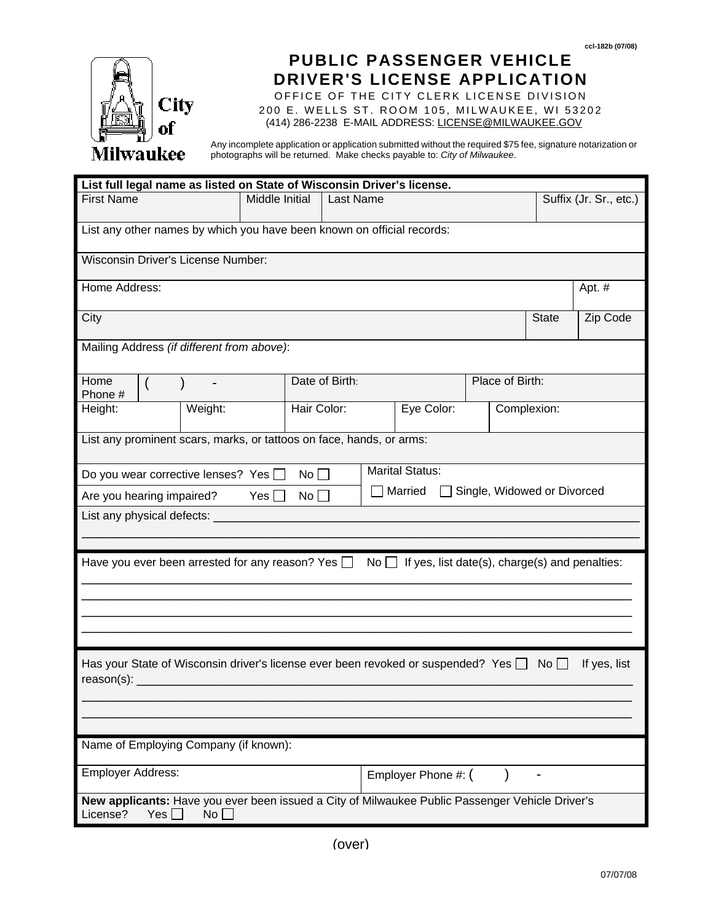ccl-182b (07/08)

City of Milwaukee

# PUBLIC PASSENGER VEHICLE DRIVER'S LICENSE APPLICATION

OFFICE OF THE CITY CLERK LICENSE DIVISION
200 E. WELLS ST. ROOM 105, MILWAUKEE, WI 53202
(414) 286-2238 E-MAIL ADDRESS: LICENSE@MILWAUKEE.GOV

Any incomplete application or application submitted without the required $75 fee, signature notarization or photographs will be returned. Make checks payable to: *City of Milwaukee*.

**List full legal name as listed on State of Wisconsin Driver's license.**

| First Name | Middle Initial | Last Name | Suffix (Jr. Sr., etc.) |
|---|---|---|---|
| | | | |

List any other names by which you have been known on official records:

Wisconsin Driver's License Number:

| Home Address: | Apt. # |
|---|---|
| | |

| City | State | Zip Code |
|---|---|---|
| | | |

Mailing Address *(if different from above)*:

| Home Phone # ( ) - | Date of Birth: | Place of Birth: |
|---|---|---|

| Height: | Weight: | Hair Color: | Eye Color: | Complexion: |
|---|---|---|---|---|

List any prominent scars, marks, or tattoos on face, hands, or arms:

Do you wear corrective lenses? Yes ☐ No ☐

Are you hearing impaired? Yes ☐ No ☐

Marital Status: ☐ Married ☐ Single, Widowed or Divorced

List any physical defects: ____________________________________________

________________________________________________________________

Have you ever been arrested for any reason? Yes ☐ No ☐ If yes, list date(s), charge(s) and penalties:

________________________________________________________________

________________________________________________________________

________________________________________________________________

________________________________________________________________

Has your State of Wisconsin driver's license ever been revoked or suspended? Yes ☐ No ☐ If yes, list reason(s): ____________________________________________

________________________________________________________________

________________________________________________________________

Name of Employing Company (if known):

| Employer Address: | Employer Phone #: ( ) - |
|---|---|

**New applicants:** Have you ever been issued a City of Milwaukee Public Passenger Vehicle Driver's License? Yes ☐ No ☐

(over)

07/07/08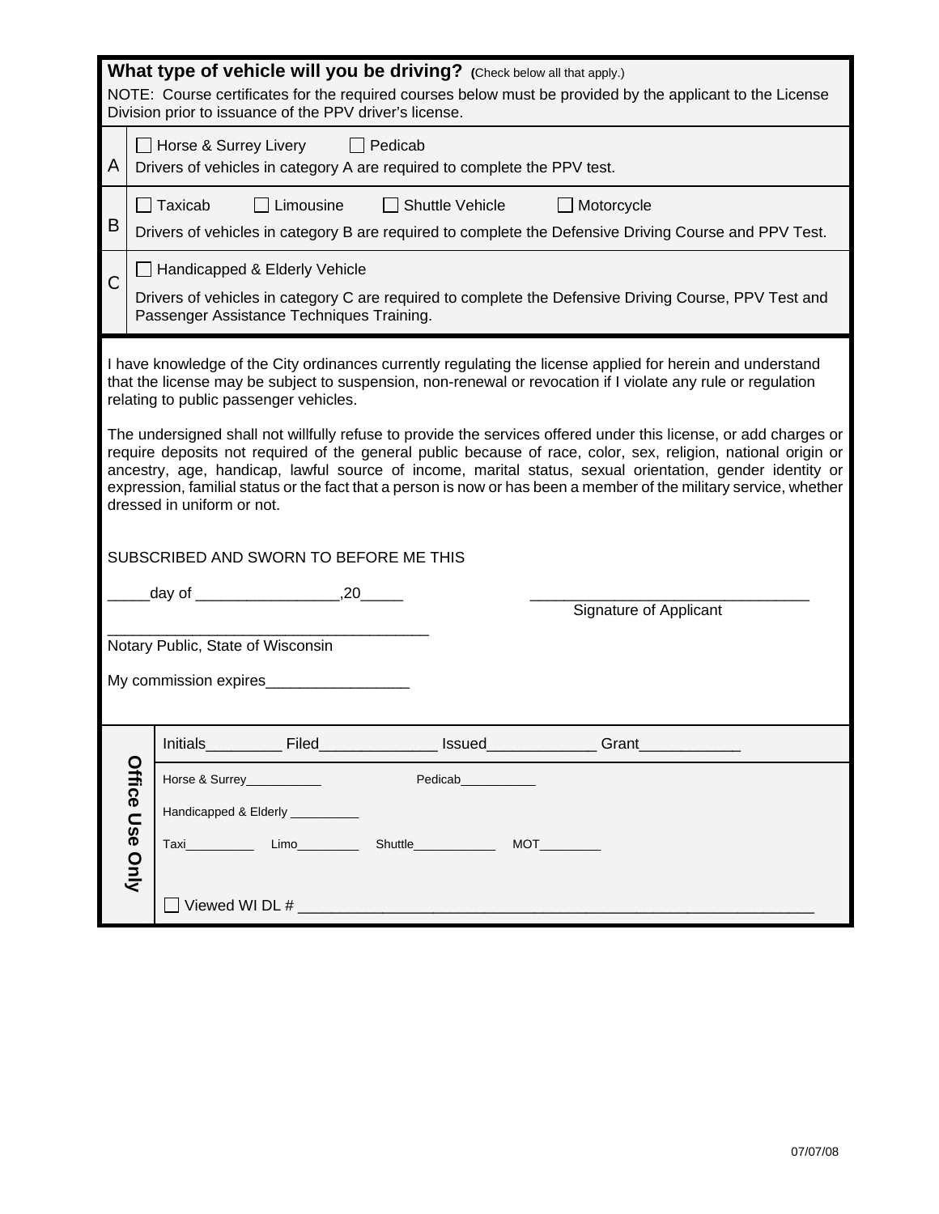**What type of vehicle will you be driving?** (Check below all that apply.)

NOTE: Course certificates for the required courses below must be provided by the applicant to the License Division prior to issuance of the PPV driver's license.

| | |
|---|---|
| A | ☐ Horse & Surrey Livery ☐ Pedicab<br>Drivers of vehicles in category A are required to complete the PPV test. |
| B | ☐ Taxicab ☐ Limousine ☐ Shuttle Vehicle ☐ Motorcycle<br>Drivers of vehicles in category B are required to complete the Defensive Driving Course and PPV Test. |
| C | ☐ Handicapped & Elderly Vehicle<br>Drivers of vehicles in category C are required to complete the Defensive Driving Course, PPV Test and Passenger Assistance Techniques Training. |

I have knowledge of the City ordinances currently regulating the license applied for herein and understand that the license may be subject to suspension, non-renewal or revocation if I violate any rule or regulation relating to public passenger vehicles.

The undersigned shall not willfully refuse to provide the services offered under this license, or add charges or require deposits not required of the general public because of race, color, sex, religion, national origin or ancestry, age, handicap, lawful source of income, marital status, sexual orientation, gender identity or expression, familial status or the fact that a person is now or has been a member of the military service, whether dressed in uniform or not.

SUBSCRIBED AND SWORN TO BEFORE ME THIS

_____day of _________________,20_____ ________________________________

Signature of Applicant

_____________________________________

Notary Public, State of Wisconsin

My commission expires_________________

**Office Use Only**

Initials_________ Filed______________ Issued_____________ Grant____________

Horse & Surrey___________ Pedicab___________

Handicapped & Elderly __________

Taxi__________ Limo_________ Shuttle____________ MOT_________

☐ Viewed WI DL # ____________________________________________________________

07/07/08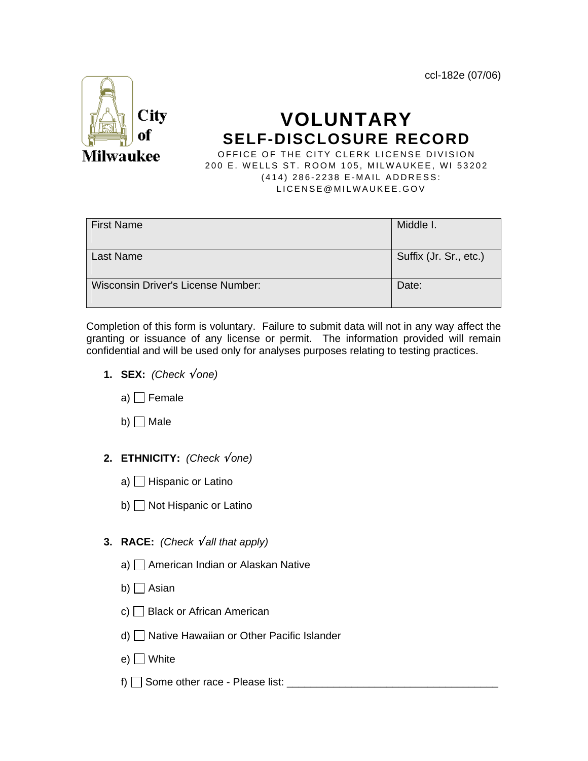ccl-182e (07/06)

City of Milwaukee

# VOLUNTARY
## SELF-DISCLOSURE RECORD

OFFICE OF THE CITY CLERK LICENSE DIVISION
200 E. WELLS ST. ROOM 105, MILWAUKEE, WI 53202
(414) 286-2238 E-MAIL ADDRESS:
LICENSE@MILWAUKEE.GOV

| | |
|---|---|
| First Name | Middle I. |
| Last Name | Suffix (Jr. Sr., etc.) |
| Wisconsin Driver's License Number: | Date: |

Completion of this form is voluntary. Failure to submit data will not in any way affect the granting or issuance of any license or permit. The information provided will remain confidential and will be used only for analyses purposes relating to testing practices.

1. **SEX:** *(Check √one)*

   a) ☐ Female

   b) ☐ Male

2. **ETHNICITY:** *(Check √one)*

   a) ☐ Hispanic or Latino

   b) ☐ Not Hispanic or Latino

3. **RACE:** *(Check √all that apply)*

   a) ☐ American Indian or Alaskan Native

   b) ☐ Asian

   c) ☐ Black or African American

   d) ☐ Native Hawaiian or Other Pacific Islander

   e) ☐ White

   f) ☐ Some other race - Please list: ___________________________________